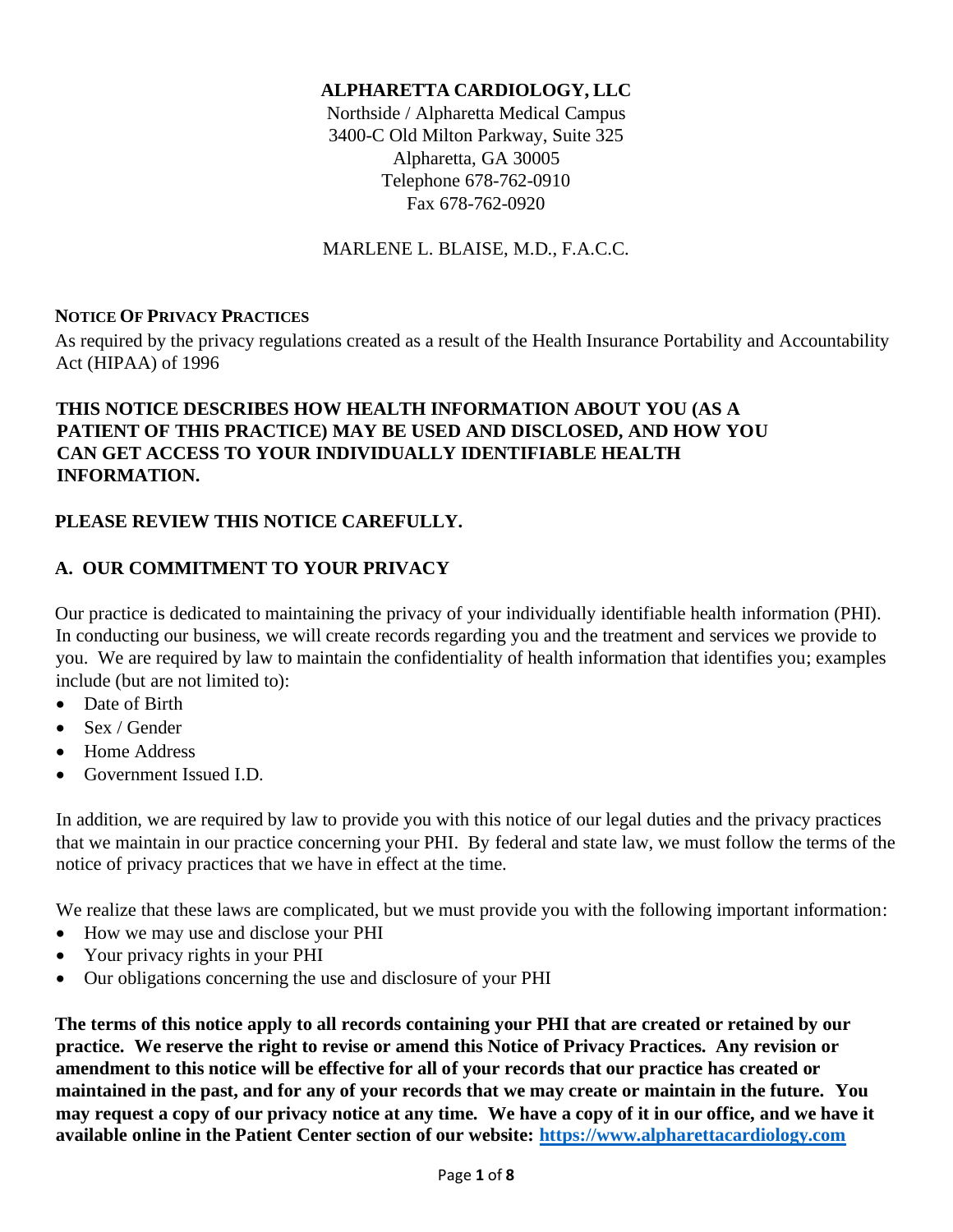**ALPHARETTA CARDIOLOGY, LLC**
Northside / Alpharetta Medical Campus
3400-C Old Milton Parkway, Suite 325
Alpharetta, GA 30005
Telephone 678-762-0910
Fax 678-762-0920

MARLENE L. BLAISE, M.D., F.A.C.C.

## NOTICE OF PRIVACY PRACTICES

As required by the privacy regulations created as a result of the Health Insurance Portability and Accountability Act (HIPAA) of 1996

**THIS NOTICE DESCRIBES HOW HEALTH INFORMATION ABOUT YOU (AS A PATIENT OF THIS PRACTICE) MAY BE USED AND DISCLOSED, AND HOW YOU CAN GET ACCESS TO YOUR INDIVIDUALLY IDENTIFIABLE HEALTH INFORMATION.**

**PLEASE REVIEW THIS NOTICE CAREFULLY.**

## A. OUR COMMITMENT TO YOUR PRIVACY

Our practice is dedicated to maintaining the privacy of your individually identifiable health information (PHI). In conducting our business, we will create records regarding you and the treatment and services we provide to you. We are required by law to maintain the confidentiality of health information that identifies you; examples include (but are not limited to):

- Date of Birth
- Sex / Gender
- Home Address
- Government Issued I.D.

In addition, we are required by law to provide you with this notice of our legal duties and the privacy practices that we maintain in our practice concerning your PHI. By federal and state law, we must follow the terms of the notice of privacy practices that we have in effect at the time.

We realize that these laws are complicated, but we must provide you with the following important information:

- How we may use and disclose your PHI
- Your privacy rights in your PHI
- Our obligations concerning the use and disclosure of your PHI

**The terms of this notice apply to all records containing your PHI that are created or retained by our practice. We reserve the right to revise or amend this Notice of Privacy Practices. Any revision or amendment to this notice will be effective for all of your records that our practice has created or maintained in the past, and for any of your records that we may create or maintain in the future. You may request a copy of our privacy notice at any time. We have a copy of it in our office, and we have it available online in the Patient Center section of our website: [https://www.alpharettacardiology.com](https://www.alpharettacardiology.com)**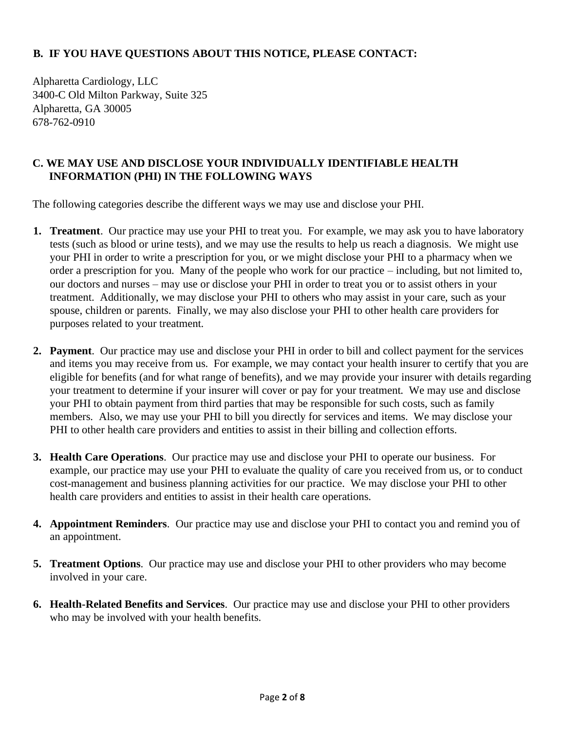## B. IF YOU HAVE QUESTIONS ABOUT THIS NOTICE, PLEASE CONTACT:

Alpharetta Cardiology, LLC
3400-C Old Milton Parkway, Suite 325
Alpharetta, GA 30005
678-762-0910

## C. WE MAY USE AND DISCLOSE YOUR INDIVIDUALLY IDENTIFIABLE HEALTH INFORMATION (PHI) IN THE FOLLOWING WAYS

The following categories describe the different ways we may use and disclose your PHI.

1. **Treatment**. Our practice may use your PHI to treat you. For example, we may ask you to have laboratory tests (such as blood or urine tests), and we may use the results to help us reach a diagnosis. We might use your PHI in order to write a prescription for you, or we might disclose your PHI to a pharmacy when we order a prescription for you. Many of the people who work for our practice – including, but not limited to, our doctors and nurses – may use or disclose your PHI in order to treat you or to assist others in your treatment. Additionally, we may disclose your PHI to others who may assist in your care, such as your spouse, children or parents. Finally, we may also disclose your PHI to other health care providers for purposes related to your treatment.

2. **Payment**. Our practice may use and disclose your PHI in order to bill and collect payment for the services and items you may receive from us. For example, we may contact your health insurer to certify that you are eligible for benefits (and for what range of benefits), and we may provide your insurer with details regarding your treatment to determine if your insurer will cover or pay for your treatment. We may use and disclose your PHI to obtain payment from third parties that may be responsible for such costs, such as family members. Also, we may use your PHI to bill you directly for services and items. We may disclose your PHI to other health care providers and entities to assist in their billing and collection efforts.

3. **Health Care Operations**. Our practice may use and disclose your PHI to operate our business. For example, our practice may use your PHI to evaluate the quality of care you received from us, or to conduct cost-management and business planning activities for our practice. We may disclose your PHI to other health care providers and entities to assist in their health care operations.

4. **Appointment Reminders**. Our practice may use and disclose your PHI to contact you and remind you of an appointment.

5. **Treatment Options**. Our practice may use and disclose your PHI to other providers who may become involved in your care.

6. **Health-Related Benefits and Services**. Our practice may use and disclose your PHI to other providers who may be involved with your health benefits.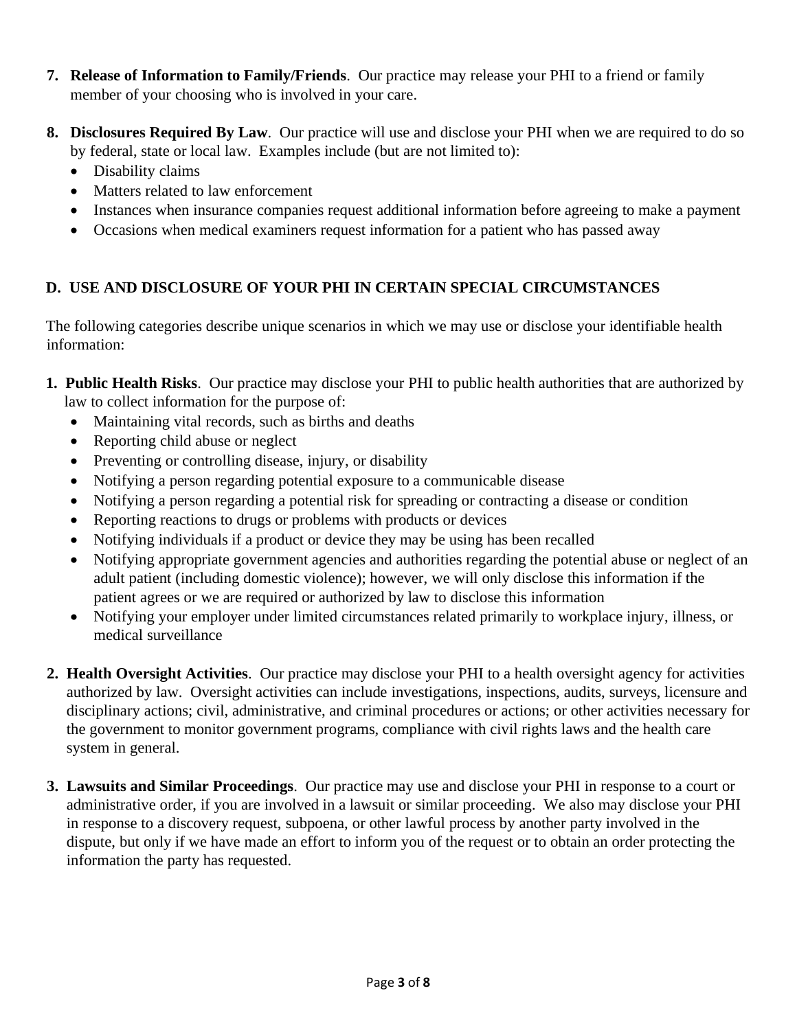7. **Release of Information to Family/Friends**. Our practice may release your PHI to a friend or family member of your choosing who is involved in your care.

8. **Disclosures Required By Law**. Our practice will use and disclose your PHI when we are required to do so by federal, state or local law. Examples include (but are not limited to):
   - Disability claims
   - Matters related to law enforcement
   - Instances when insurance companies request additional information before agreeing to make a payment
   - Occasions when medical examiners request information for a patient who has passed away

## D. USE AND DISCLOSURE OF YOUR PHI IN CERTAIN SPECIAL CIRCUMSTANCES

The following categories describe unique scenarios in which we may use or disclose your identifiable health information:

1. **Public Health Risks**. Our practice may disclose your PHI to public health authorities that are authorized by law to collect information for the purpose of:
   - Maintaining vital records, such as births and deaths
   - Reporting child abuse or neglect
   - Preventing or controlling disease, injury, or disability
   - Notifying a person regarding potential exposure to a communicable disease
   - Notifying a person regarding a potential risk for spreading or contracting a disease or condition
   - Reporting reactions to drugs or problems with products or devices
   - Notifying individuals if a product or device they may be using has been recalled
   - Notifying appropriate government agencies and authorities regarding the potential abuse or neglect of an adult patient (including domestic violence); however, we will only disclose this information if the patient agrees or we are required or authorized by law to disclose this information
   - Notifying your employer under limited circumstances related primarily to workplace injury, illness, or medical surveillance

2. **Health Oversight Activities**. Our practice may disclose your PHI to a health oversight agency for activities authorized by law. Oversight activities can include investigations, inspections, audits, surveys, licensure and disciplinary actions; civil, administrative, and criminal procedures or actions; or other activities necessary for the government to monitor government programs, compliance with civil rights laws and the health care system in general.

3. **Lawsuits and Similar Proceedings**. Our practice may use and disclose your PHI in response to a court or administrative order, if you are involved in a lawsuit or similar proceeding. We also may disclose your PHI in response to a discovery request, subpoena, or other lawful process by another party involved in the dispute, but only if we have made an effort to inform you of the request or to obtain an order protecting the information the party has requested.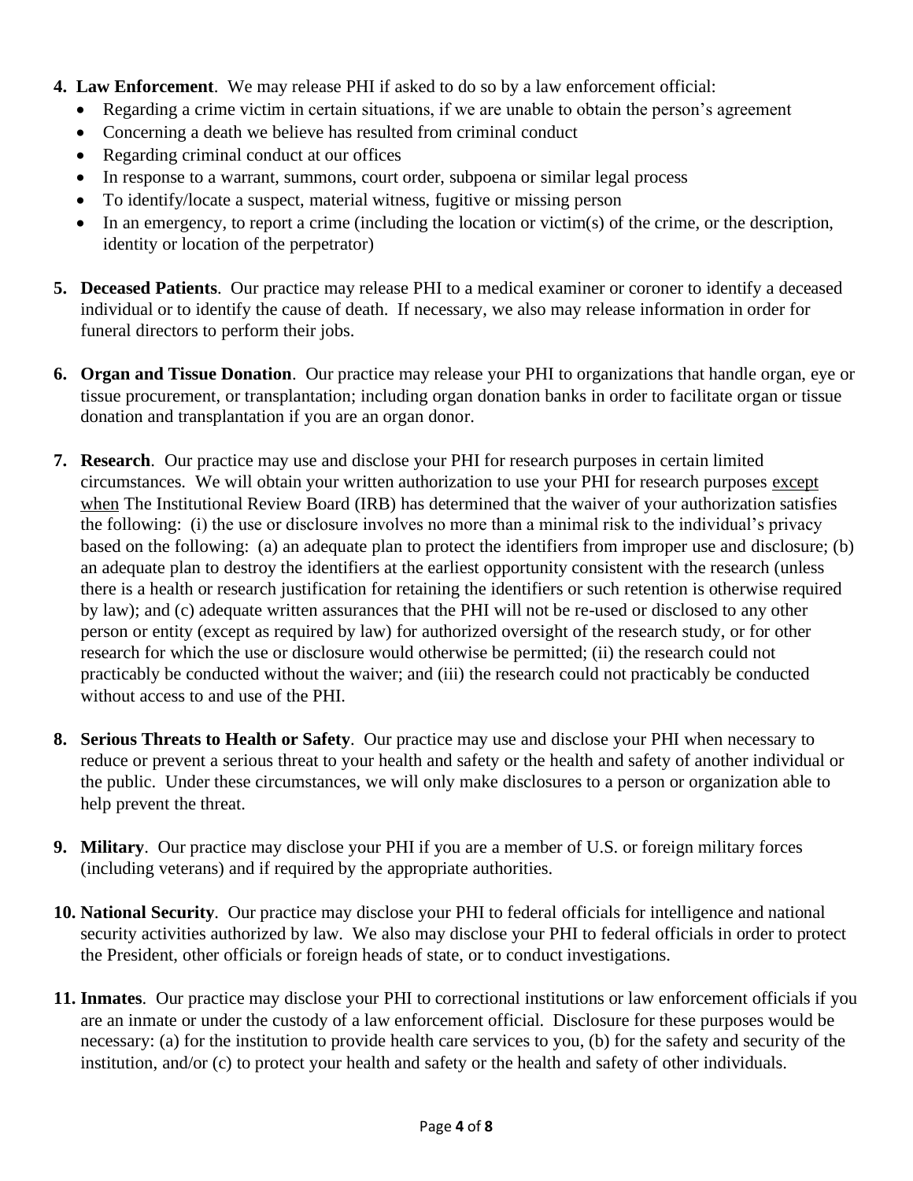4. **Law Enforcement**. We may release PHI if asked to do so by a law enforcement official:
   - Regarding a crime victim in certain situations, if we are unable to obtain the person's agreement
   - Concerning a death we believe has resulted from criminal conduct
   - Regarding criminal conduct at our offices
   - In response to a warrant, summons, court order, subpoena or similar legal process
   - To identify/locate a suspect, material witness, fugitive or missing person
   - In an emergency, to report a crime (including the location or victim(s) of the crime, or the description, identity or location of the perpetrator)

5. **Deceased Patients**. Our practice may release PHI to a medical examiner or coroner to identify a deceased individual or to identify the cause of death. If necessary, we also may release information in order for funeral directors to perform their jobs.

6. **Organ and Tissue Donation**. Our practice may release your PHI to organizations that handle organ, eye or tissue procurement, or transplantation; including organ donation banks in order to facilitate organ or tissue donation and transplantation if you are an organ donor.

7. **Research**. Our practice may use and disclose your PHI for research purposes in certain limited circumstances. We will obtain your written authorization to use your PHI for research purposes <u>except when</u> The Institutional Review Board (IRB) has determined that the waiver of your authorization satisfies the following: (i) the use or disclosure involves no more than a minimal risk to the individual's privacy based on the following: (a) an adequate plan to protect the identifiers from improper use and disclosure; (b) an adequate plan to destroy the identifiers at the earliest opportunity consistent with the research (unless there is a health or research justification for retaining the identifiers or such retention is otherwise required by law); and (c) adequate written assurances that the PHI will not be re-used or disclosed to any other person or entity (except as required by law) for authorized oversight of the research study, or for other research for which the use or disclosure would otherwise be permitted; (ii) the research could not practicably be conducted without the waiver; and (iii) the research could not practicably be conducted without access to and use of the PHI.

8. **Serious Threats to Health or Safety**. Our practice may use and disclose your PHI when necessary to reduce or prevent a serious threat to your health and safety or the health and safety of another individual or the public. Under these circumstances, we will only make disclosures to a person or organization able to help prevent the threat.

9. **Military**. Our practice may disclose your PHI if you are a member of U.S. or foreign military forces (including veterans) and if required by the appropriate authorities.

10. **National Security**. Our practice may disclose your PHI to federal officials for intelligence and national security activities authorized by law. We also may disclose your PHI to federal officials in order to protect the President, other officials or foreign heads of state, or to conduct investigations.

11. **Inmates**. Our practice may disclose your PHI to correctional institutions or law enforcement officials if you are an inmate or under the custody of a law enforcement official. Disclosure for these purposes would be necessary: (a) for the institution to provide health care services to you, (b) for the safety and security of the institution, and/or (c) to protect your health and safety or the health and safety of other individuals.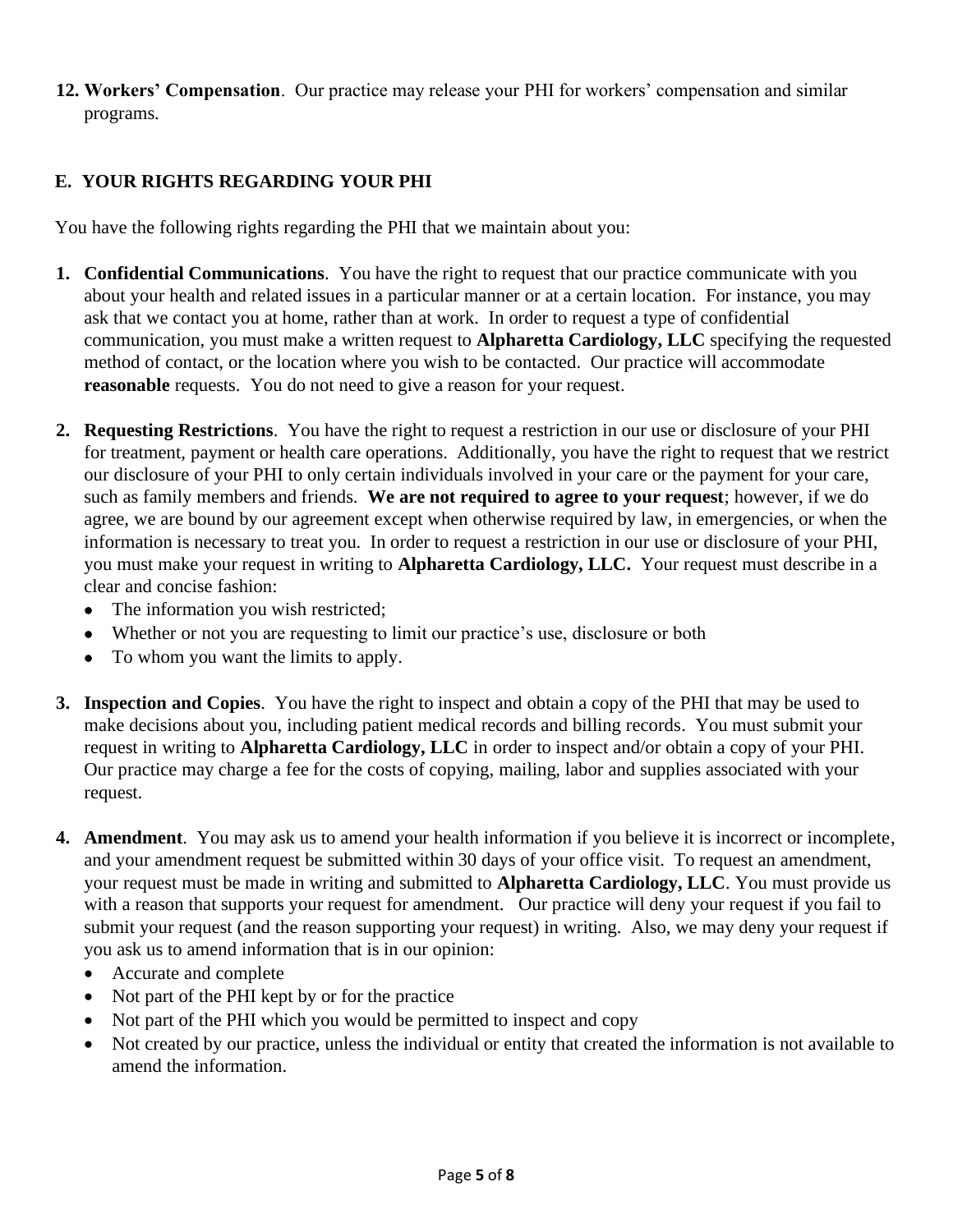12. **Workers' Compensation**. Our practice may release your PHI for workers' compensation and similar programs.

## E. YOUR RIGHTS REGARDING YOUR PHI

You have the following rights regarding the PHI that we maintain about you:

1. **Confidential Communications**. You have the right to request that our practice communicate with you about your health and related issues in a particular manner or at a certain location. For instance, you may ask that we contact you at home, rather than at work. In order to request a type of confidential communication, you must make a written request to **Alpharetta Cardiology, LLC** specifying the requested method of contact, or the location where you wish to be contacted. Our practice will accommodate **reasonable** requests. You do not need to give a reason for your request.

2. **Requesting Restrictions**. You have the right to request a restriction in our use or disclosure of your PHI for treatment, payment or health care operations. Additionally, you have the right to request that we restrict our disclosure of your PHI to only certain individuals involved in your care or the payment for your care, such as family members and friends. **We are not required to agree to your request**; however, if we do agree, we are bound by our agreement except when otherwise required by law, in emergencies, or when the information is necessary to treat you. In order to request a restriction in our use or disclosure of your PHI, you must make your request in writing to **Alpharetta Cardiology, LLC.** Your request must describe in a clear and concise fashion:
   - The information you wish restricted;
   - Whether or not you are requesting to limit our practice's use, disclosure or both
   - To whom you want the limits to apply.

3. **Inspection and Copies**. You have the right to inspect and obtain a copy of the PHI that may be used to make decisions about you, including patient medical records and billing records. You must submit your request in writing to **Alpharetta Cardiology, LLC** in order to inspect and/or obtain a copy of your PHI. Our practice may charge a fee for the costs of copying, mailing, labor and supplies associated with your request.

4. **Amendment**. You may ask us to amend your health information if you believe it is incorrect or incomplete, and your amendment request be submitted within 30 days of your office visit. To request an amendment, your request must be made in writing and submitted to **Alpharetta Cardiology, LLC**. You must provide us with a reason that supports your request for amendment. Our practice will deny your request if you fail to submit your request (and the reason supporting your request) in writing. Also, we may deny your request if you ask us to amend information that is in our opinion:
   - Accurate and complete
   - Not part of the PHI kept by or for the practice
   - Not part of the PHI which you would be permitted to inspect and copy
   - Not created by our practice, unless the individual or entity that created the information is not available to amend the information.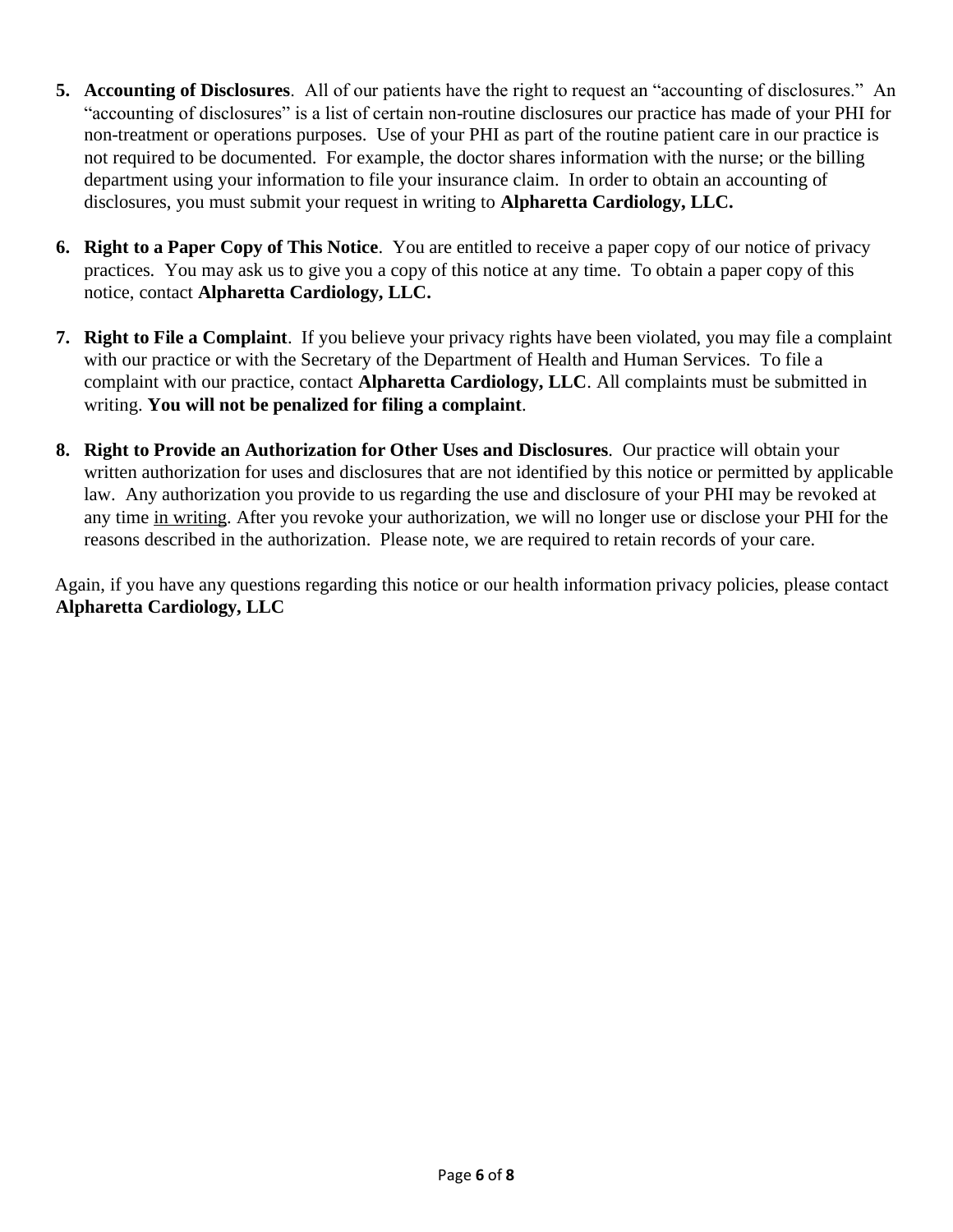5. **Accounting of Disclosures**. All of our patients have the right to request an "accounting of disclosures." An "accounting of disclosures" is a list of certain non-routine disclosures our practice has made of your PHI for non-treatment or operations purposes. Use of your PHI as part of the routine patient care in our practice is not required to be documented. For example, the doctor shares information with the nurse; or the billing department using your information to file your insurance claim. In order to obtain an accounting of disclosures, you must submit your request in writing to **Alpharetta Cardiology, LLC.**

6. **Right to a Paper Copy of This Notice**. You are entitled to receive a paper copy of our notice of privacy practices. You may ask us to give you a copy of this notice at any time. To obtain a paper copy of this notice, contact **Alpharetta Cardiology, LLC.**

7. **Right to File a Complaint**. If you believe your privacy rights have been violated, you may file a complaint with our practice or with the Secretary of the Department of Health and Human Services. To file a complaint with our practice, contact **Alpharetta Cardiology, LLC**. All complaints must be submitted in writing. **You will not be penalized for filing a complaint**.

8. **Right to Provide an Authorization for Other Uses and Disclosures**. Our practice will obtain your written authorization for uses and disclosures that are not identified by this notice or permitted by applicable law. Any authorization you provide to us regarding the use and disclosure of your PHI may be revoked at any time <u>in writing</u>. After you revoke your authorization, we will no longer use or disclose your PHI for the reasons described in the authorization. Please note, we are required to retain records of your care.

Again, if you have any questions regarding this notice or our health information privacy policies, please contact **Alpharetta Cardiology, LLC**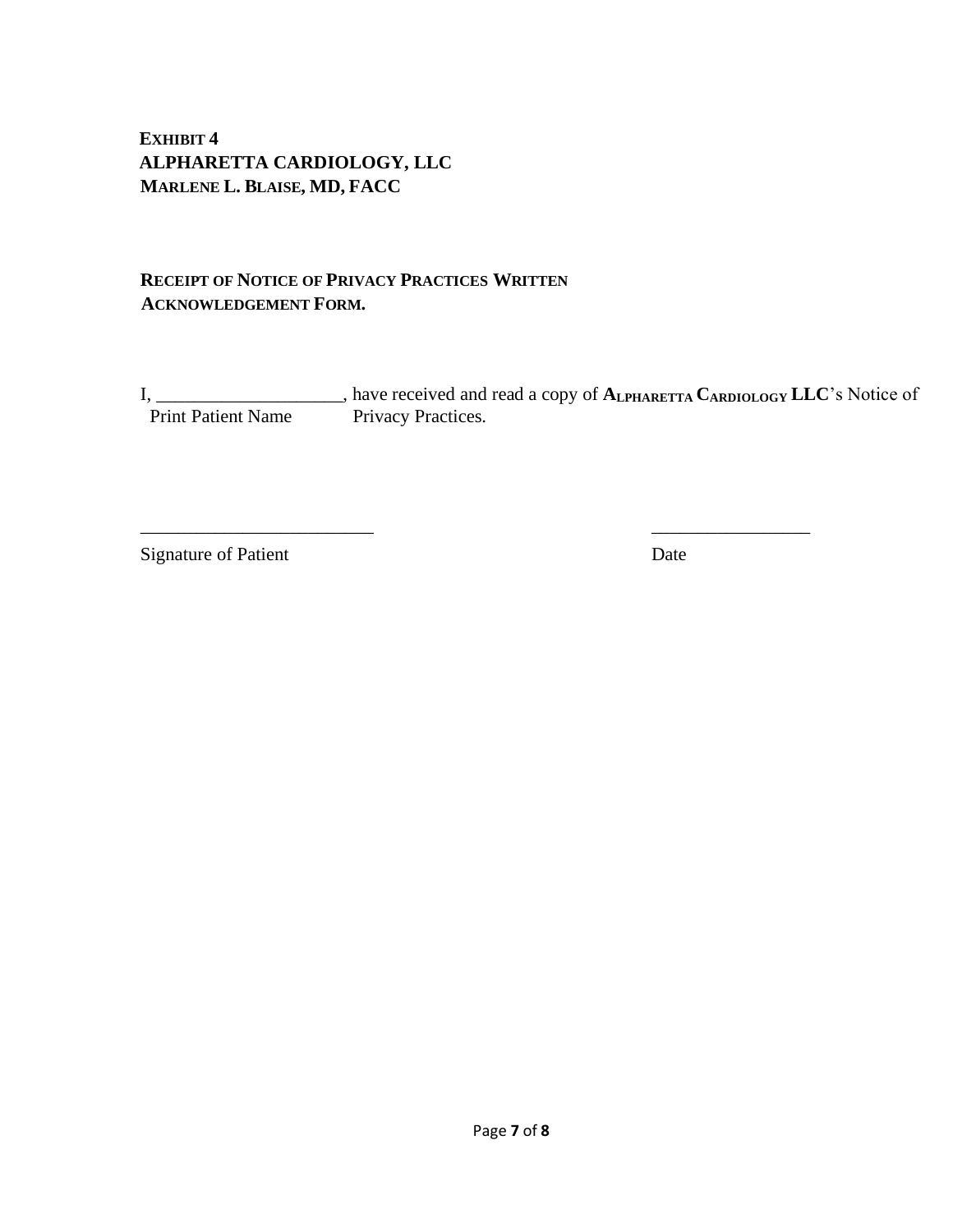**EXHIBIT 4**
**ALPHARETTA CARDIOLOGY, LLC**
**MARLENE L. BLAISE, MD, FACC**

**RECEIPT OF NOTICE OF PRIVACY PRACTICES WRITTEN ACKNOWLEDGEMENT FORM.**

I, ____________________, have received and read a copy of **ALPHARETTA CARDIOLOGY LLC**'s Notice of Privacy Practices.
Print Patient Name

_________________________ _________________

Signature of Patient Date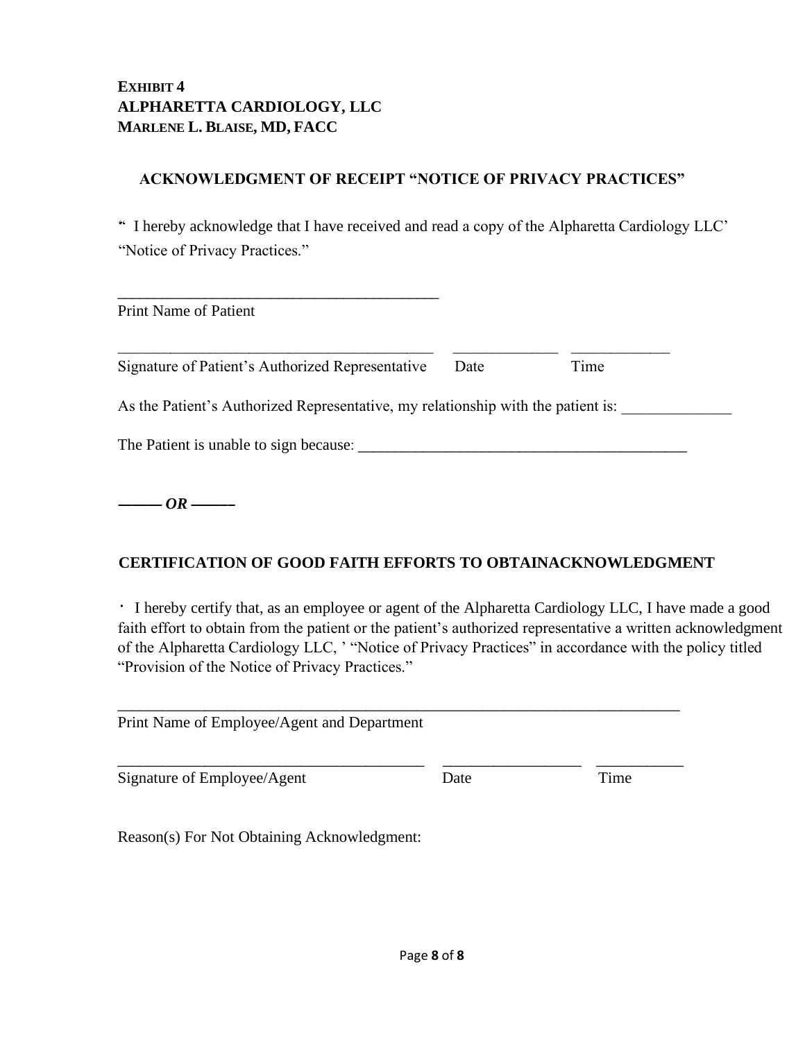**EXHIBIT 4**
**ALPHARETTA CARDIOLOGY, LLC**
**MARLENE L. BLAISE, MD, FACC**

## ACKNOWLEDGMENT OF RECEIPT "NOTICE OF PRIVACY PRACTICES"

" I hereby acknowledge that I have received and read a copy of the Alpharetta Cardiology LLC' "Notice of Privacy Practices."

_________________________________________
Print Name of Patient

_________________________________________ _____________ ____________
Signature of Patient's Authorized Representative Date Time

As the Patient's Authorized Representative, my relationship with the patient is: ______________

The Patient is unable to sign because: ___________________________________________

***——— OR ———***

## CERTIFICATION OF GOOD FAITH EFFORTS TO OBTAINACKNOWLEDGMENT

· I hereby certify that, as an employee or agent of the Alpharetta Cardiology LLC, I have made a good faith effort to obtain from the patient or the patient's authorized representative a written acknowledgment of the Alpharetta Cardiology LLC, ' "Notice of Privacy Practices" in accordance with the policy titled "Provision of the Notice of Privacy Practices."

___________________________________________________________________________
Print Name of Employee/Agent and Department

________________________________________ _________________ ___________
Signature of Employee/Agent Date Time

Reason(s) For Not Obtaining Acknowledgment: